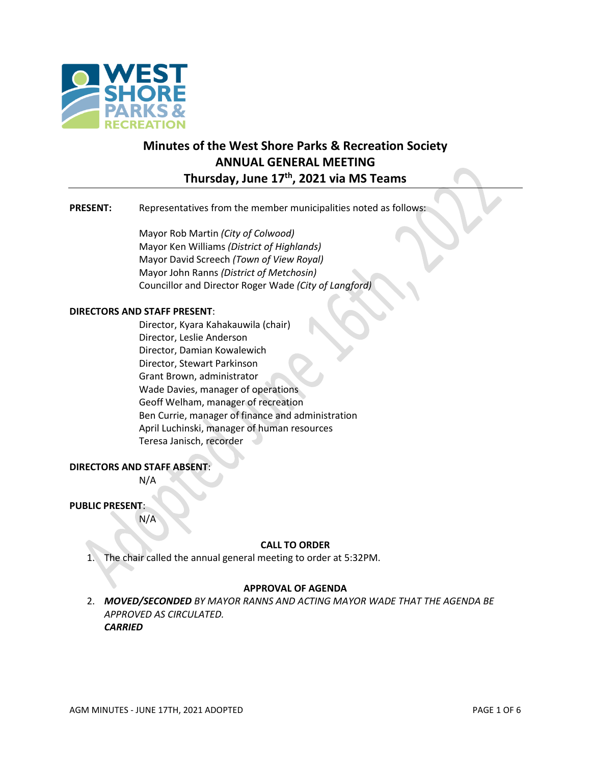# Minutes of the West Shore Parks & Recreation Society
## ANNUAL GENERAL MEETING
## Thursday, June 17th, 2021 via MS Teams

**PRESENT:** Representatives from the member municipalities noted as follows:

Mayor Rob Martin *(City of Colwood)*
Mayor Ken Williams *(District of Highlands)*
Mayor David Screech *(Town of View Royal)*
Mayor John Ranns *(District of Metchosin)*
Councillor and Director Roger Wade *(City of Langford)*

**DIRECTORS AND STAFF PRESENT**:

Director, Kyara Kahakauwila (chair)
Director, Leslie Anderson
Director, Damian Kowalewich
Director, Stewart Parkinson
Grant Brown, administrator
Wade Davies, manager of operations
Geoff Welham, manager of recreation
Ben Currie, manager of finance and administration
April Luchinski, manager of human resources
Teresa Janisch, recorder

**DIRECTORS AND STAFF ABSENT**:

N/A

**PUBLIC PRESENT**:

N/A

**CALL TO ORDER**

1. The chair called the annual general meeting to order at 5:32PM.

**APPROVAL OF AGENDA**

2. ***MOVED/SECONDED*** *BY MAYOR RANNS AND ACTING MAYOR WADE THAT THE AGENDA BE APPROVED AS CIRCULATED.*
***CARRIED***

Adopted June 16th, 2022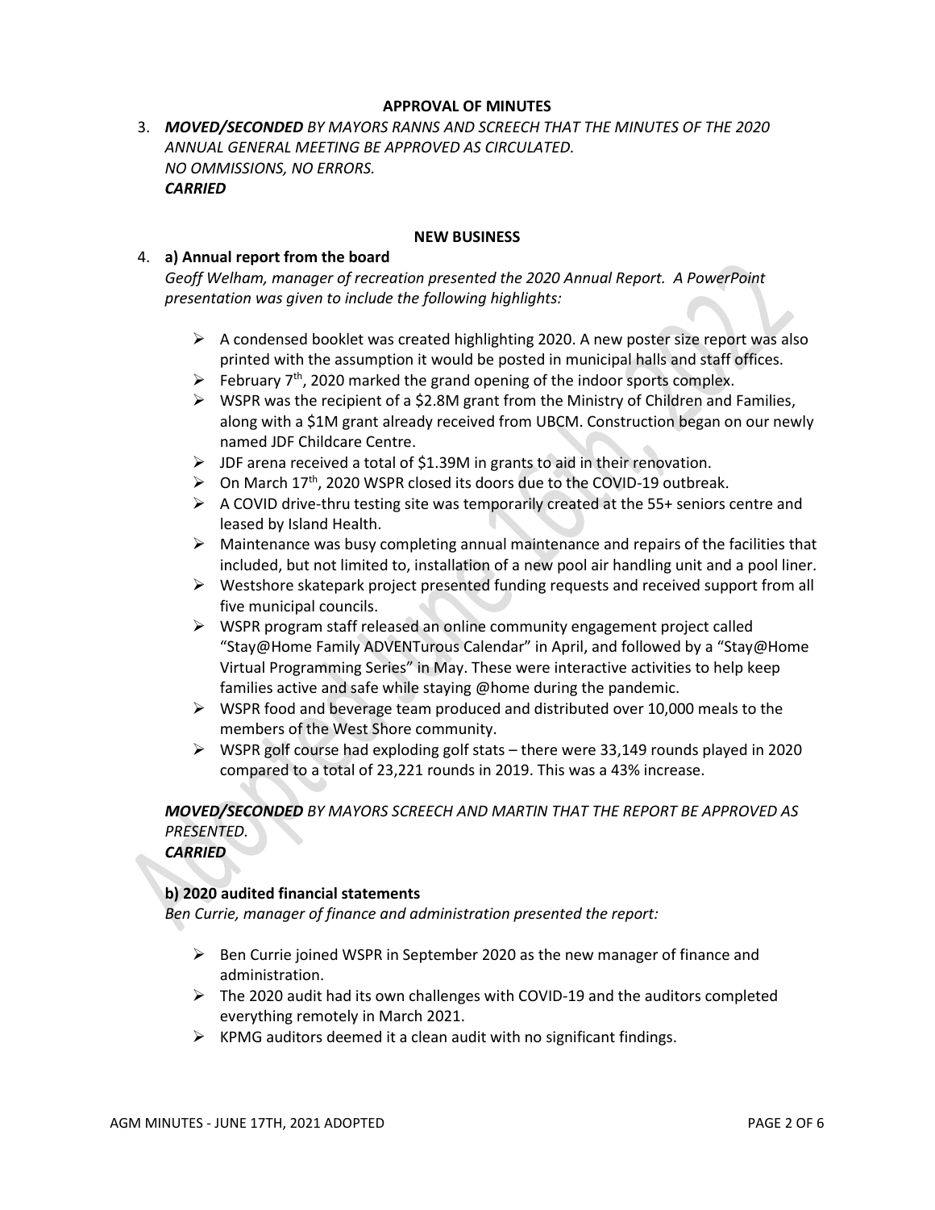**APPROVAL OF MINUTES**

3. ***MOVED/SECONDED*** *BY MAYORS RANNS AND SCREECH THAT THE MINUTES OF THE 2020 ANNUAL GENERAL MEETING BE APPROVED AS CIRCULATED.*
   *NO OMMISSIONS, NO ERRORS.*
   ***CARRIED***

**NEW BUSINESS**

4. **a) Annual report from the board**

   *Geoff Welham, manager of recreation presented the 2020 Annual Report. A PowerPoint presentation was given to include the following highlights:*

   - A condensed booklet was created highlighting 2020. A new poster size report was also printed with the assumption it would be posted in municipal halls and staff offices.
   - February 7th, 2020 marked the grand opening of the indoor sports complex.
   - WSPR was the recipient of a $2.8M grant from the Ministry of Children and Families, along with a $1M grant already received from UBCM. Construction began on our newly named JDF Childcare Centre.
   - JDF arena received a total of $1.39M in grants to aid in their renovation.
   - On March 17th, 2020 WSPR closed its doors due to the COVID-19 outbreak.
   - A COVID drive-thru testing site was temporarily created at the 55+ seniors centre and leased by Island Health.
   - Maintenance was busy completing annual maintenance and repairs of the facilities that included, but not limited to, installation of a new pool air handling unit and a pool liner.
   - Westshore skatepark project presented funding requests and received support from all five municipal councils.
   - WSPR program staff released an online community engagement project called "Stay@Home Family ADVENTurous Calendar" in April, and followed by a "Stay@Home Virtual Programming Series" in May. These were interactive activities to help keep families active and safe while staying @home during the pandemic.
   - WSPR food and beverage team produced and distributed over 10,000 meals to the members of the West Shore community.
   - WSPR golf course had exploding golf stats – there were 33,149 rounds played in 2020 compared to a total of 23,221 rounds in 2019. This was a 43% increase.

   ***MOVED/SECONDED*** *BY MAYORS SCREECH AND MARTIN THAT THE REPORT BE APPROVED AS PRESENTED.*
   ***CARRIED***

   **b) 2020 audited financial statements**

   *Ben Currie, manager of finance and administration presented the report:*

   - Ben Currie joined WSPR in September 2020 as the new manager of finance and administration.
   - The 2020 audit had its own challenges with COVID-19 and the auditors completed everything remotely in March 2021.
   - KPMG auditors deemed it a clean audit with no significant findings.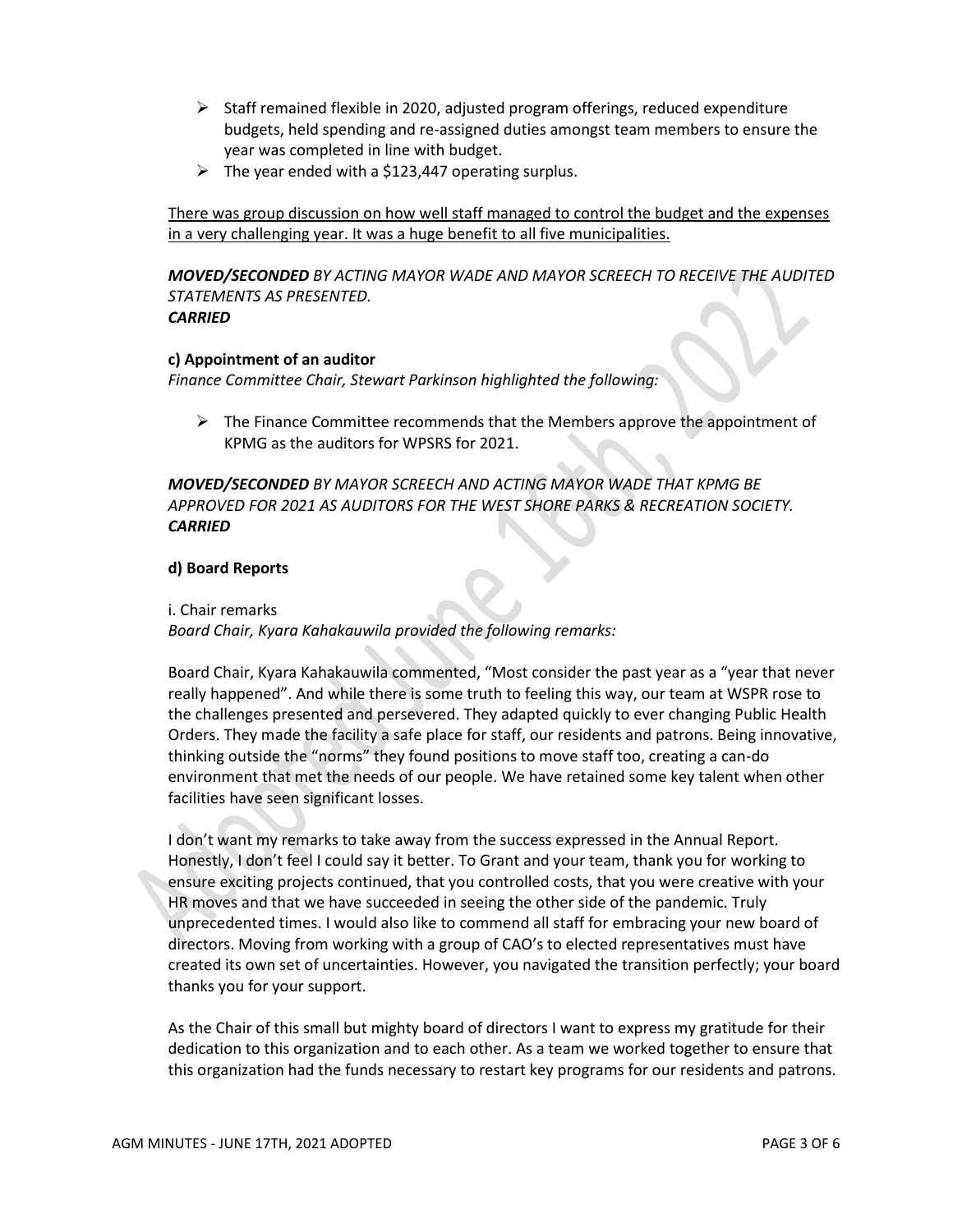- Staff remained flexible in 2020, adjusted program offerings, reduced expenditure budgets, held spending and re-assigned duties amongst team members to ensure the year was completed in line with budget.
- The year ended with a $123,447 operating surplus.

<u>There was group discussion on how well staff managed to control the budget and the expenses in a very challenging year. It was a huge benefit to all five municipalities.</u>

***MOVED/SECONDED*** *BY ACTING MAYOR WADE AND MAYOR SCREECH TO RECEIVE THE AUDITED STATEMENTS AS PRESENTED.*
***CARRIED***

**c) Appointment of an auditor**

*Finance Committee Chair, Stewart Parkinson highlighted the following:*

- The Finance Committee recommends that the Members approve the appointment of KPMG as the auditors for WPSRS for 2021.

***MOVED/SECONDED*** *BY MAYOR SCREECH AND ACTING MAYOR WADE THAT KPMG BE APPROVED FOR 2021 AS AUDITORS FOR THE WEST SHORE PARKS & RECREATION SOCIETY.*
***CARRIED***

**d) Board Reports**

i. Chair remarks

*Board Chair, Kyara Kahakauwila provided the following remarks:*

Board Chair, Kyara Kahakauwila commented, "Most consider the past year as a "year that never really happened". And while there is some truth to feeling this way, our team at WSPR rose to the challenges presented and persevered. They adapted quickly to ever changing Public Health Orders. They made the facility a safe place for staff, our residents and patrons. Being innovative, thinking outside the "norms" they found positions to move staff too, creating a can-do environment that met the needs of our people. We have retained some key talent when other facilities have seen significant losses.

I don't want my remarks to take away from the success expressed in the Annual Report. Honestly, I don't feel I could say it better. To Grant and your team, thank you for working to ensure exciting projects continued, that you controlled costs, that you were creative with your HR moves and that we have succeeded in seeing the other side of the pandemic. Truly unprecedented times. I would also like to commend all staff for embracing your new board of directors. Moving from working with a group of CAO's to elected representatives must have created its own set of uncertainties. However, you navigated the transition perfectly; your board thanks you for your support.

As the Chair of this small but mighty board of directors I want to express my gratitude for their dedication to this organization and to each other. As a team we worked together to ensure that this organization had the funds necessary to restart key programs for our residents and patrons.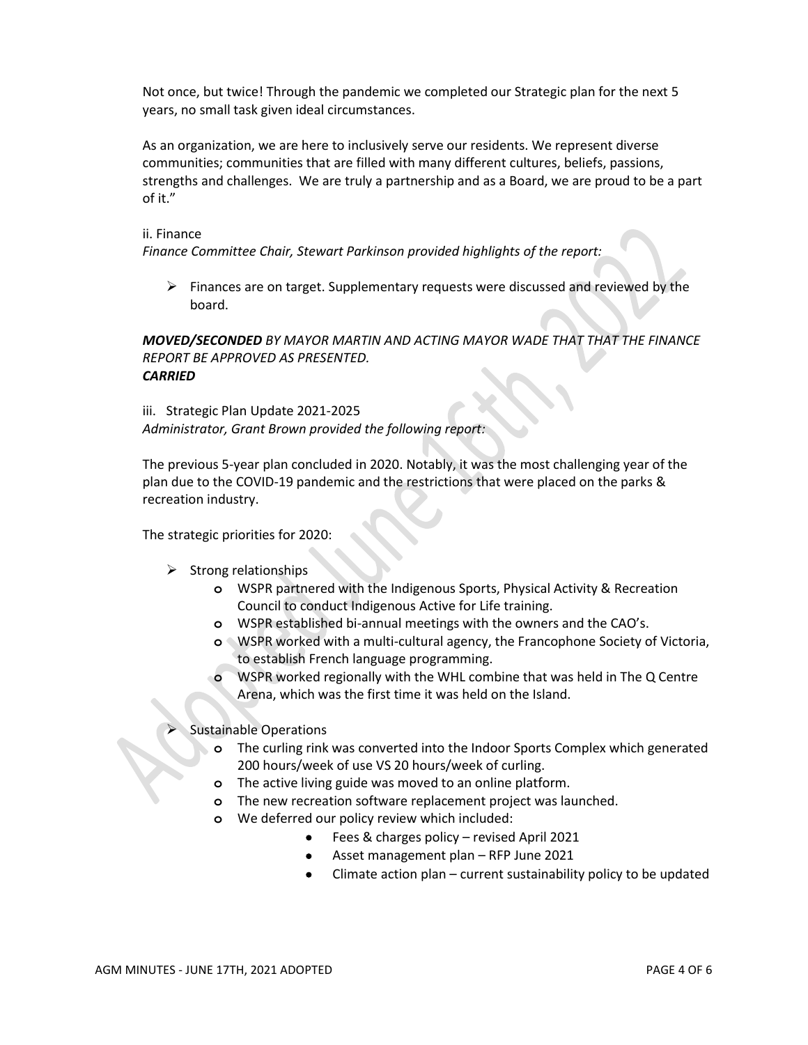Not once, but twice! Through the pandemic we completed our Strategic plan for the next 5 years, no small task given ideal circumstances.

As an organization, we are here to inclusively serve our residents. We represent diverse communities; communities that are filled with many different cultures, beliefs, passions, strengths and challenges. We are truly a partnership and as a Board, we are proud to be a part of it."

ii. Finance

*Finance Committee Chair, Stewart Parkinson provided highlights of the report:*

- Finances are on target. Supplementary requests were discussed and reviewed by the board.

***MOVED/SECONDED*** *BY MAYOR MARTIN AND ACTING MAYOR WADE THAT THAT THE FINANCE REPORT BE APPROVED AS PRESENTED.*
***CARRIED***

iii. Strategic Plan Update 2021-2025

*Administrator, Grant Brown provided the following report:*

The previous 5-year plan concluded in 2020. Notably, it was the most challenging year of the plan due to the COVID-19 pandemic and the restrictions that were placed on the parks & recreation industry.

The strategic priorities for 2020:

- Strong relationships
  - WSPR partnered with the Indigenous Sports, Physical Activity & Recreation Council to conduct Indigenous Active for Life training.
  - WSPR established bi-annual meetings with the owners and the CAO's.
  - WSPR worked with a multi-cultural agency, the Francophone Society of Victoria, to establish French language programming.
  - WSPR worked regionally with the WHL combine that was held in The Q Centre Arena, which was the first time it was held on the Island.
- Sustainable Operations
  - The curling rink was converted into the Indoor Sports Complex which generated 200 hours/week of use VS 20 hours/week of curling.
  - The active living guide was moved to an online platform.
  - The new recreation software replacement project was launched.
  - We deferred our policy review which included:
    - Fees & charges policy – revised April 2021
    - Asset management plan – RFP June 2021
    - Climate action plan – current sustainability policy to be updated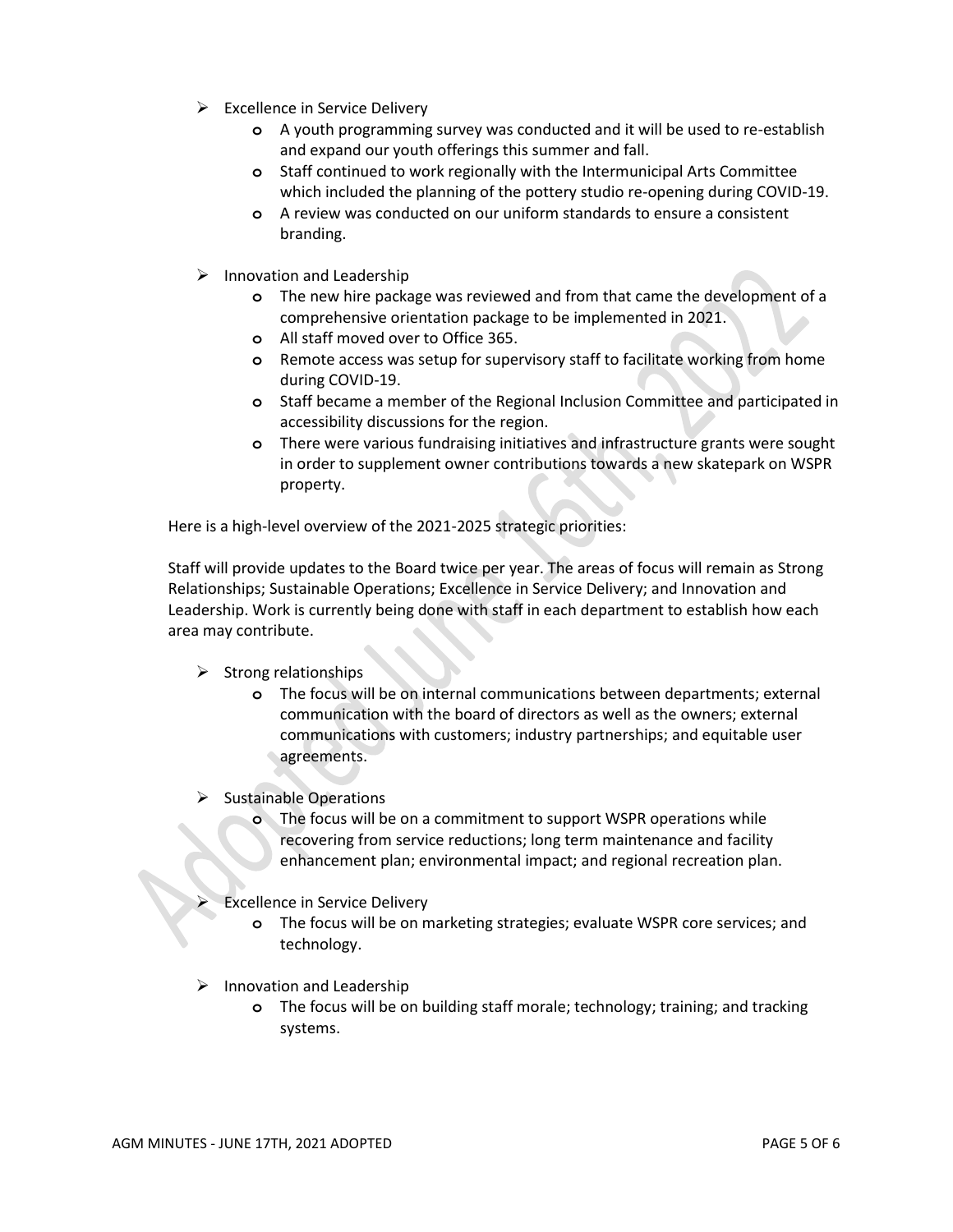- Excellence in Service Delivery
  - A youth programming survey was conducted and it will be used to re-establish and expand our youth offerings this summer and fall.
  - Staff continued to work regionally with the Intermunicipal Arts Committee which included the planning of the pottery studio re-opening during COVID-19.
  - A review was conducted on our uniform standards to ensure a consistent branding.

- Innovation and Leadership
  - The new hire package was reviewed and from that came the development of a comprehensive orientation package to be implemented in 2021.
  - All staff moved over to Office 365.
  - Remote access was setup for supervisory staff to facilitate working from home during COVID-19.
  - Staff became a member of the Regional Inclusion Committee and participated in accessibility discussions for the region.
  - There were various fundraising initiatives and infrastructure grants were sought in order to supplement owner contributions towards a new skatepark on WSPR property.

Here is a high-level overview of the 2021-2025 strategic priorities:

Staff will provide updates to the Board twice per year. The areas of focus will remain as Strong Relationships; Sustainable Operations; Excellence in Service Delivery; and Innovation and Leadership. Work is currently being done with staff in each department to establish how each area may contribute.

- Strong relationships
  - The focus will be on internal communications between departments; external communication with the board of directors as well as the owners; external communications with customers; industry partnerships; and equitable user agreements.

- Sustainable Operations
  - The focus will be on a commitment to support WSPR operations while recovering from service reductions; long term maintenance and facility enhancement plan; environmental impact; and regional recreation plan.

- Excellence in Service Delivery
  - The focus will be on marketing strategies; evaluate WSPR core services; and technology.

- Innovation and Leadership
  - The focus will be on building staff morale; technology; training; and tracking systems.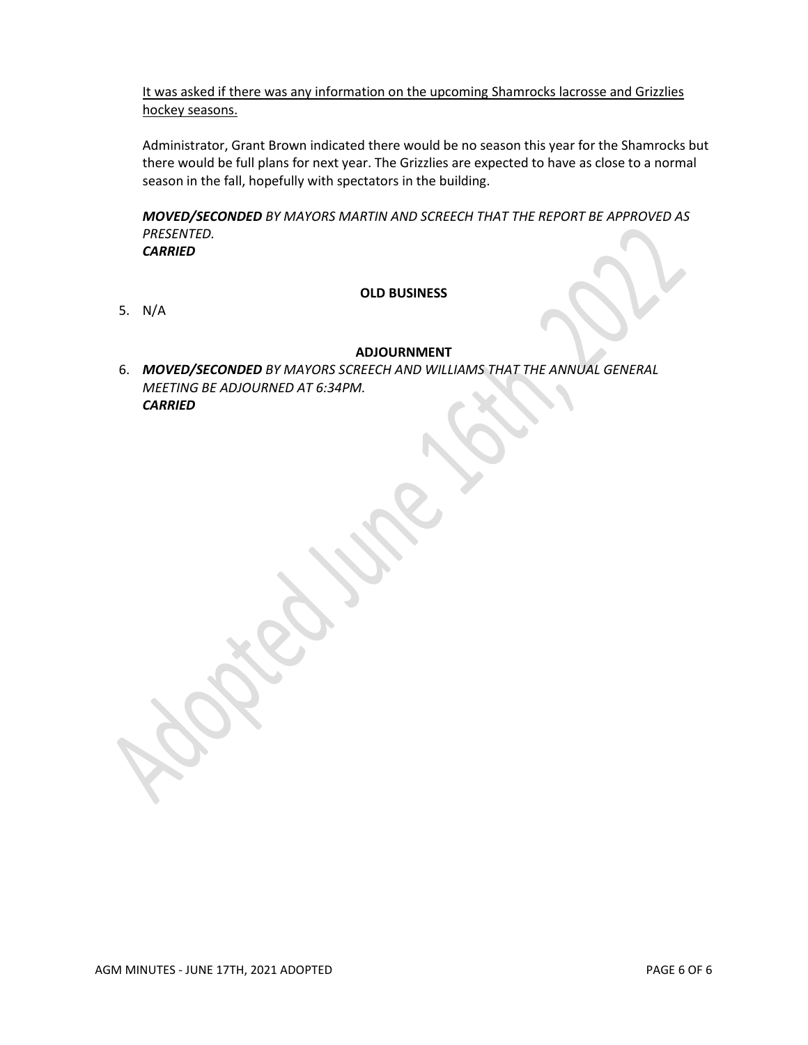It was asked if there was any information on the upcoming Shamrocks lacrosse and Grizzlies hockey seasons.

Administrator, Grant Brown indicated there would be no season this year for the Shamrocks but there would be full plans for next year. The Grizzlies are expected to have as close to a normal season in the fall, hopefully with spectators in the building.

***MOVED/SECONDED*** *BY MAYORS MARTIN AND SCREECH THAT THE REPORT BE APPROVED AS PRESENTED.*
***CARRIED***

**OLD BUSINESS**

5. N/A

**ADJOURNMENT**

6. ***MOVED/SECONDED*** *BY MAYORS SCREECH AND WILLIAMS THAT THE ANNUAL GENERAL MEETING BE ADJOURNED AT 6:34PM.*
***CARRIED***

Adopted June 16th, 2022